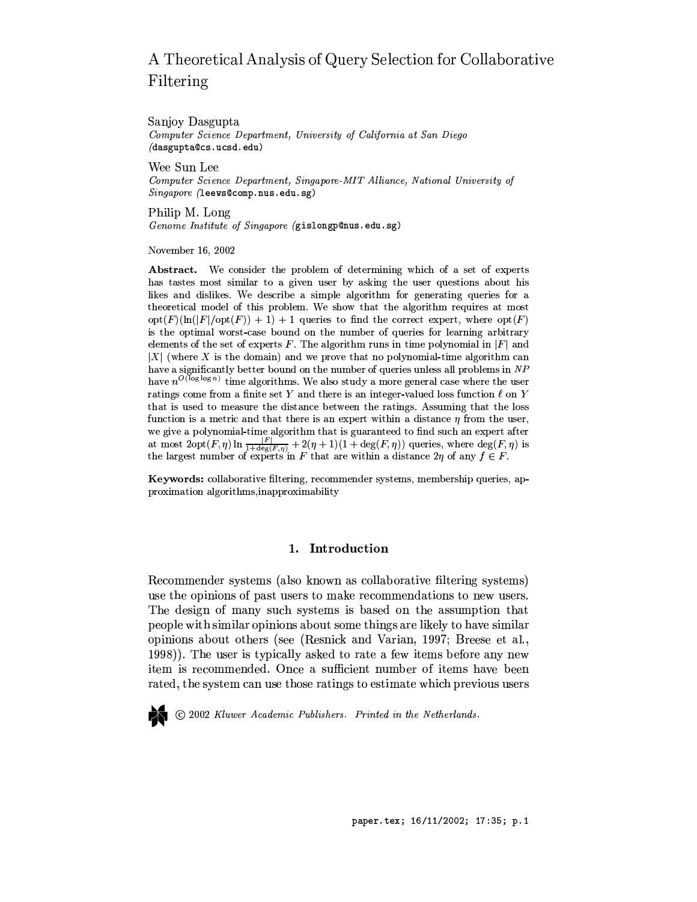# A Theoretical Analysis of Query Selection for Collaborative Filtering

Sanjoy Dasgupta
*Computer Science Department, University of California at San Diego* (dasgupta@cs.ucsd.edu)

Wee Sun Lee
*Computer Science Department, Singapore-MIT Alliance, National University of Singapore* (leews@comp.nus.edu.sg)

Philip M. Long
*Genome Institute of Singapore* (gislongp@nus.edu.sg)

November 16, 2002

**Abstract.** We consider the problem of determining which of a set of experts has tastes most similar to a given user by asking the user questions about his likes and dislikes. We describe a simple algorithm for generating queries for a theoretical model of this problem. We show that the algorithm requires at most $\text{opt}(F)(\ln(|F|/\text{opt}(F)) + 1) + 1$ queries to find the correct expert, where $\text{opt}(F)$ is the optimal worst-case bound on the number of queries for learning arbitrary elements of the set of experts $F$. The algorithm runs in time polynomial in $|F|$ and $|X|$ (where $X$ is the domain) and we prove that no polynomial-time algorithm can have a significantly better bound on the number of queries unless all problems in $NP$ have $n^{O(\log \log n)}$ time algorithms. We also study a more general case where the user ratings come from a finite set $Y$ and there is an integer-valued loss function $\ell$ on $Y$ that is used to measure the distance between the ratings. Assuming that the loss function is a metric and that there is an expert within a distance $\eta$ from the user, we give a polynomial-time algorithm that is guaranteed to find such an expert after at most $2\text{opt}(F, \eta) \ln \frac{|F|}{1+\deg(F,\eta)} + 2(\eta + 1)(1 + \deg(F, \eta))$ queries, where $\deg(F, \eta)$ is the largest number of experts in $F$ that are within a distance $2\eta$ of any $f \in F$.

**Keywords:** collaborative filtering, recommender systems, membership queries, approximation algorithms,inapproximability

## 1. Introduction

Recommender systems (also known as collaborative filtering systems) use the opinions of past users to make recommendations to new users. The design of many such systems is based on the assumption that people with similar opinions about some things are likely to have similar opinions about others (see (Resnick and Varian, 1997; Breese et al., 1998)). The user is typically asked to rate a few items before any new item is recommended. Once a sufficient number of items have been rated, the system can use those ratings to estimate which previous users

© 2002 *Kluwer Academic Publishers. Printed in the Netherlands.*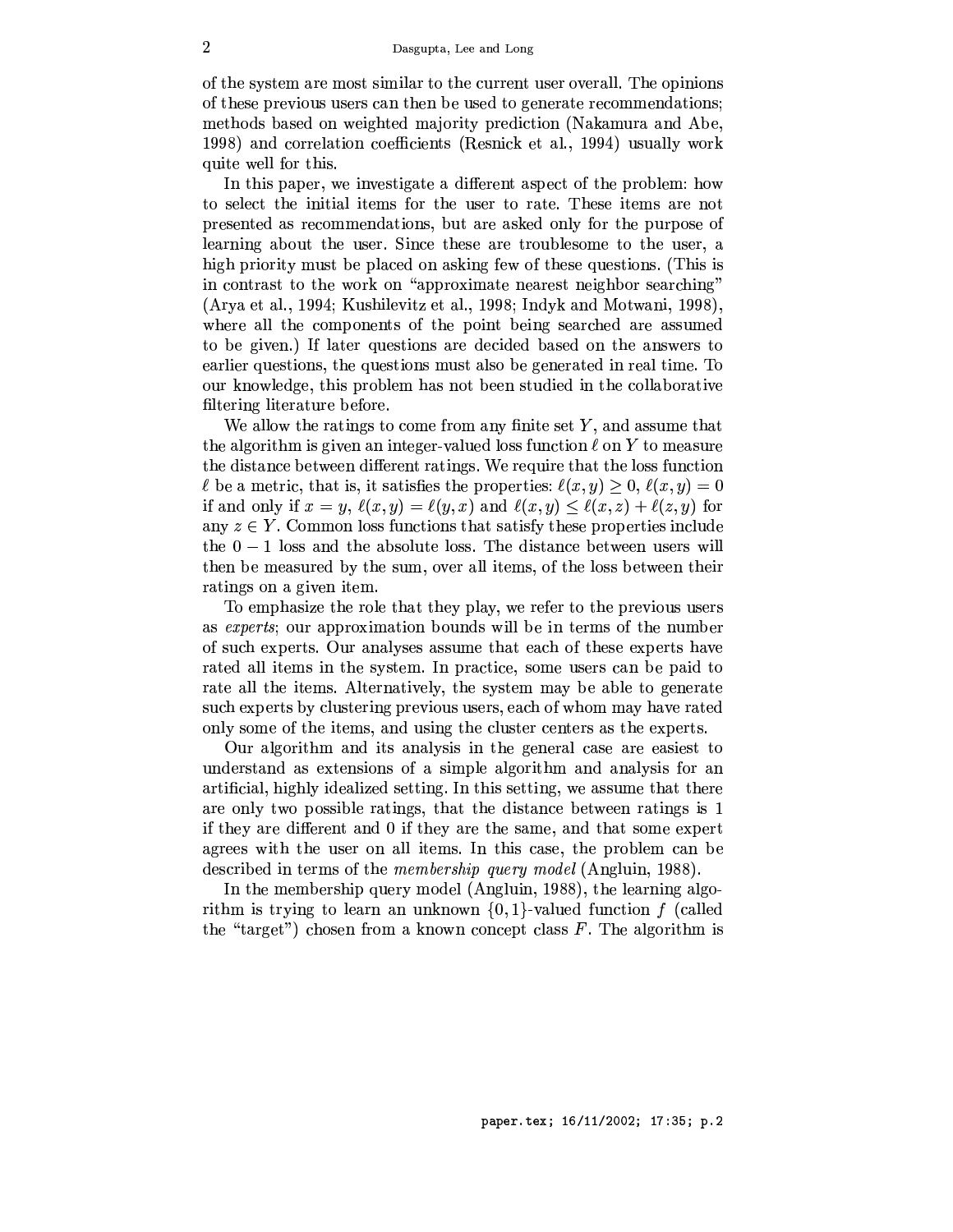of the system are most similar to the current user overall. The opinions of these previous users can then be used to generate recommendations; methods based on weighted majority prediction (Nakamura and Abe, 1998) and correlation coefficients (Resnick et al., 1994) usually work quite well for this.

In this paper, we investigate a different aspect of the problem: how to select the initial items for the user to rate. These items are not presented as recommendations, but are asked only for the purpose of learning about the user. Since these are troublesome to the user, a high priority must be placed on asking few of these questions. (This is in contrast to the work on "approximate nearest neighbor searching" (Arya et al., 1994; Kushilevitz et al., 1998; Indyk and Motwani, 1998), where all the components of the point being searched are assumed to be given.) If later questions are decided based on the answers to earlier questions, the questions must also be generated in real time. To our knowledge, this problem has not been studied in the collaborative filtering literature before.

We allow the ratings to come from any finite set $Y$, and assume that the algorithm is given an integer-valued loss function $\ell$ on $Y$ to measure the distance between different ratings. We require that the loss function $\ell$ be a metric, that is, it satisfies the properties: $\ell(x, y) \geq 0$, $\ell(x, y) = 0$ if and only if $x = y$, $\ell(x, y) = \ell(y, x)$ and $\ell(x, y) \leq \ell(x, z) + \ell(z, y)$ for any $z \in Y$. Common loss functions that satisfy these properties include the $0 - 1$ loss and the absolute loss. The distance between users will then be measured by the sum, over all items, of the loss between their ratings on a given item.

To emphasize the role that they play, we refer to the previous users as *experts*; our approximation bounds will be in terms of the number of such experts. Our analyses assume that each of these experts have rated all items in the system. In practice, some users can be paid to rate all the items. Alternatively, the system may be able to generate such experts by clustering previous users, each of whom may have rated only some of the items, and using the cluster centers as the experts.

Our algorithm and its analysis in the general case are easiest to understand as extensions of a simple algorithm and analysis for an artificial, highly idealized setting. In this setting, we assume that there are only two possible ratings, that the distance between ratings is 1 if they are different and 0 if they are the same, and that some expert agrees with the user on all items. In this case, the problem can be described in terms of the *membership query model* (Angluin, 1988).

In the membership query model (Angluin, 1988), the learning algorithm is trying to learn an unknown $\{0, 1\}$-valued function $f$ (called the "target") chosen from a known concept class $F$. The algorithm is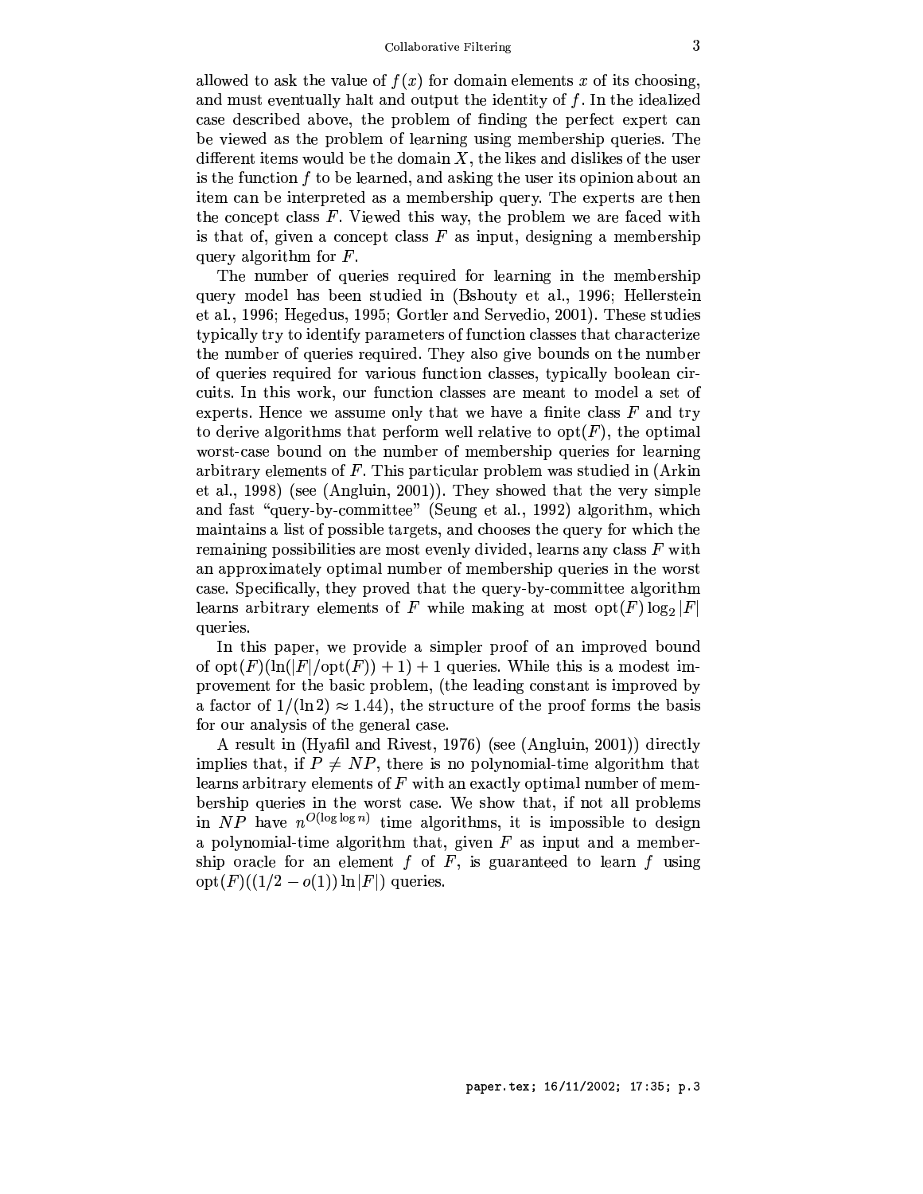allowed to ask the value of $f(x)$ for domain elements $x$ of its choosing, and must eventually halt and output the identity of $f$. In the idealized case described above, the problem of finding the perfect expert can be viewed as the problem of learning using membership queries. The different items would be the domain $X$, the likes and dislikes of the user is the function $f$ to be learned, and asking the user its opinion about an item can be interpreted as a membership query. The experts are then the concept class $F$. Viewed this way, the problem we are faced with is that of, given a concept class $F$ as input, designing a membership query algorithm for $F$.

The number of queries required for learning in the membership query model has been studied in (Bshouty et al., 1996; Hellerstein et al., 1996; Hegedus, 1995; Gortler and Servedio, 2001). These studies typically try to identify parameters of function classes that characterize the number of queries required. They also give bounds on the number of queries required for various function classes, typically boolean circuits. In this work, our function classes are meant to model a set of experts. Hence we assume only that we have a finite class $F$ and try to derive algorithms that perform well relative to $\mathrm{opt}(F)$, the optimal worst-case bound on the number of membership queries for learning arbitrary elements of $F$. This particular problem was studied in (Arkin et al., 1998) (see (Angluin, 2001)). They showed that the very simple and fast "query-by-committee" (Seung et al., 1992) algorithm, which maintains a list of possible targets, and chooses the query for which the remaining possibilities are most evenly divided, learns any class $F$ with an approximately optimal number of membership queries in the worst case. Specifically, they proved that the query-by-committee algorithm learns arbitrary elements of $F$ while making at most $\mathrm{opt}(F) \log_2 |F|$ queries.

In this paper, we provide a simpler proof of an improved bound of $\mathrm{opt}(F)(\ln(|F|/\mathrm{opt}(F)) + 1) + 1$ queries. While this is a modest improvement for the basic problem, (the leading constant is improved by a factor of $1/(\ln 2) \approx 1.44$), the structure of the proof forms the basis for our analysis of the general case.

A result in (Hyafil and Rivest, 1976) (see (Angluin, 2001)) directly implies that, if $P \neq NP$, there is no polynomial-time algorithm that learns arbitrary elements of $F$ with an exactly optimal number of membership queries in the worst case. We show that, if not all problems in $NP$ have $n^{O(\log \log n)}$ time algorithms, it is impossible to design a polynomial-time algorithm that, given $F$ as input and a membership oracle for an element $f$ of $F$, is guaranteed to learn $f$ using $\mathrm{opt}(F)((1/2 - o(1)) \ln |F|)$ queries.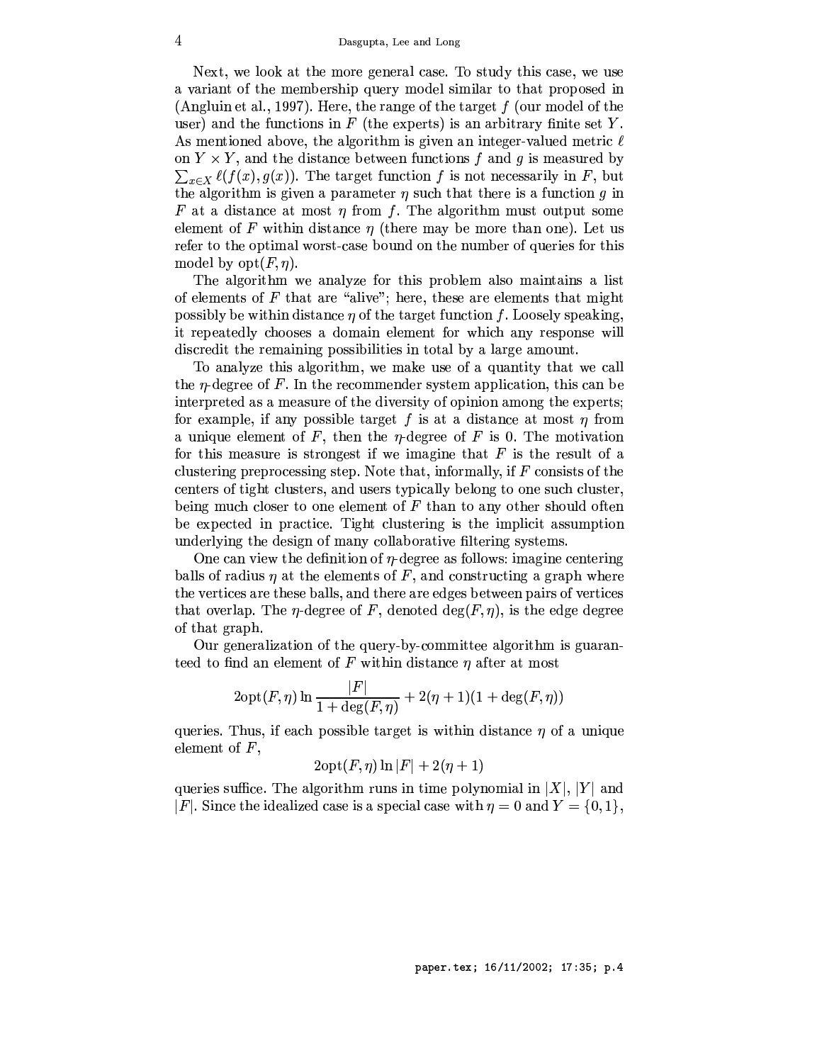Next, we look at the more general case. To study this case, we use a variant of the membership query model similar to that proposed in (Angluin et al., 1997). Here, the range of the target $f$ (our model of the user) and the functions in $F$ (the experts) is an arbitrary finite set $Y$. As mentioned above, the algorithm is given an integer-valued metric $\ell$ on $Y \times Y$, and the distance between functions $f$ and $g$ is measured by $\sum_{x \in X} \ell(f(x), g(x))$. The target function $f$ is not necessarily in $F$, but the algorithm is given a parameter $\eta$ such that there is a function $g$ in $F$ at a distance at most $\eta$ from $f$. The algorithm must output some element of $F$ within distance $\eta$ (there may be more than one). Let us refer to the optimal worst-case bound on the number of queries for this model by $\text{opt}(F, \eta)$.

The algorithm we analyze for this problem also maintains a list of elements of $F$ that are "alive"; here, these are elements that might possibly be within distance $\eta$ of the target function $f$. Loosely speaking, it repeatedly chooses a domain element for which any response will discredit the remaining possibilities in total by a large amount.

To analyze this algorithm, we make use of a quantity that we call the $\eta$-degree of $F$. In the recommender system application, this can be interpreted as a measure of the diversity of opinion among the experts; for example, if any possible target $f$ is at a distance at most $\eta$ from a unique element of $F$, then the $\eta$-degree of $F$ is 0. The motivation for this measure is strongest if we imagine that $F$ is the result of a clustering preprocessing step. Note that, informally, if $F$ consists of the centers of tight clusters, and users typically belong to one such cluster, being much closer to one element of $F$ than to any other should often be expected in practice. Tight clustering is the implicit assumption underlying the design of many collaborative filtering systems.

One can view the definition of $\eta$-degree as follows: imagine centering balls of radius $\eta$ at the elements of $F$, and constructing a graph where the vertices are these balls, and there are edges between pairs of vertices that overlap. The $\eta$-degree of $F$, denoted $\deg(F, \eta)$, is the edge degree of that graph.

Our generalization of the query-by-committee algorithm is guaranteed to find an element of $F$ within distance $\eta$ after at most

$$2\text{opt}(F, \eta) \ln \frac{|F|}{1 + \deg(F, \eta)} + 2(\eta + 1)(1 + \deg(F, \eta))$$

queries. Thus, if each possible target is within distance $\eta$ of a unique element of $F$,

$$2\text{opt}(F, \eta) \ln |F| + 2(\eta + 1)$$

queries suffice. The algorithm runs in time polynomial in $|X|$, $|Y|$ and $|F|$. Since the idealized case is a special case with $\eta = 0$ and $Y = \{0, 1\}$,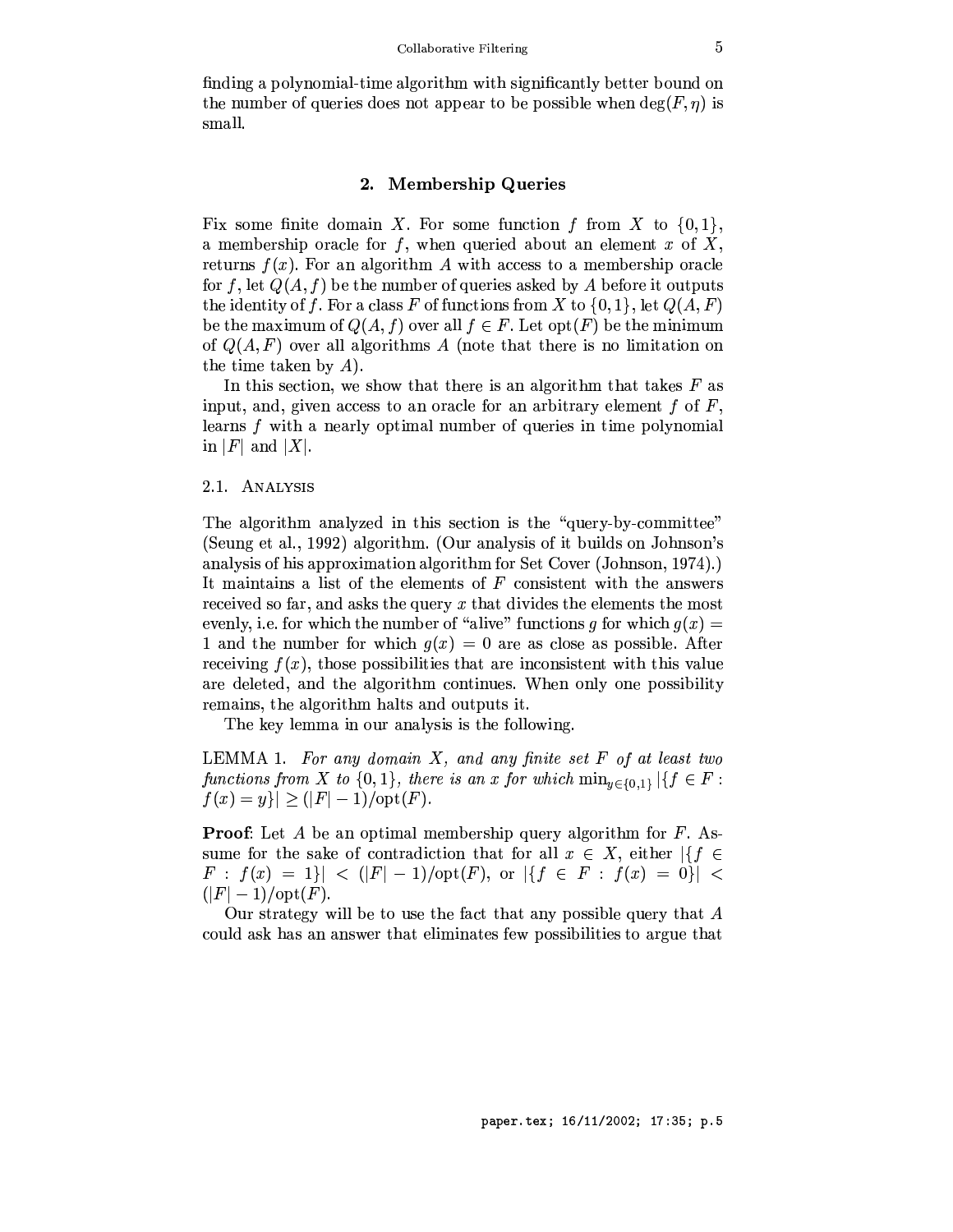finding a polynomial-time algorithm with significantly better bound on the number of queries does not appear to be possible when $\deg(F, \eta)$ is small.

## 2. Membership Queries

Fix some finite domain $X$. For some function $f$ from $X$ to $\{0, 1\}$, a membership oracle for $f$, when queried about an element $x$ of $X$, returns $f(x)$. For an algorithm $A$ with access to a membership oracle for $f$, let $Q(A, f)$ be the number of queries asked by $A$ before it outputs the identity of $f$. For a class $F$ of functions from $X$ to $\{0, 1\}$, let $Q(A, F)$ be the maximum of $Q(A, f)$ over all $f \in F$. Let $\text{opt}(F)$ be the minimum of $Q(A, F)$ over all algorithms $A$ (note that there is no limitation on the time taken by $A$).

In this section, we show that there is an algorithm that takes $F$ as input, and, given access to an oracle for an arbitrary element $f$ of $F$, learns $f$ with a nearly optimal number of queries in time polynomial in $|F|$ and $|X|$.

### 2.1. Analysis

The algorithm analyzed in this section is the "query-by-committee" (Seung et al., 1992) algorithm. (Our analysis of it builds on Johnson's analysis of his approximation algorithm for Set Cover (Johnson, 1974).) It maintains a list of the elements of $F$ consistent with the answers received so far, and asks the query $x$ that divides the elements the most evenly, i.e. for which the number of "alive" functions $g$ for which $g(x) = 1$ and the number for which $g(x) = 0$ are as close as possible. After receiving $f(x)$, those possibilities that are inconsistent with this value are deleted, and the algorithm continues. When only one possibility remains, the algorithm halts and outputs it.

The key lemma in our analysis is the following.

LEMMA 1. *For any domain $X$, and any finite set $F$ of at least two functions from $X$ to $\{0, 1\}$, there is an $x$ for which $\min_{y \in \{0,1\}} |\{f \in F : f(x) = y\}| \geq (|F| - 1)/\text{opt}(F)$.*

**Proof**: Let $A$ be an optimal membership query algorithm for $F$. Assume for the sake of contradiction that for all $x \in X$, either $|\{f \in F : f(x) = 1\}| < (|F| - 1)/\text{opt}(F)$, or $|\{f \in F : f(x) = 0\}| < (|F| - 1)/\text{opt}(F)$.

Our strategy will be to use the fact that any possible query that $A$ could ask has an answer that eliminates few possibilities to argue that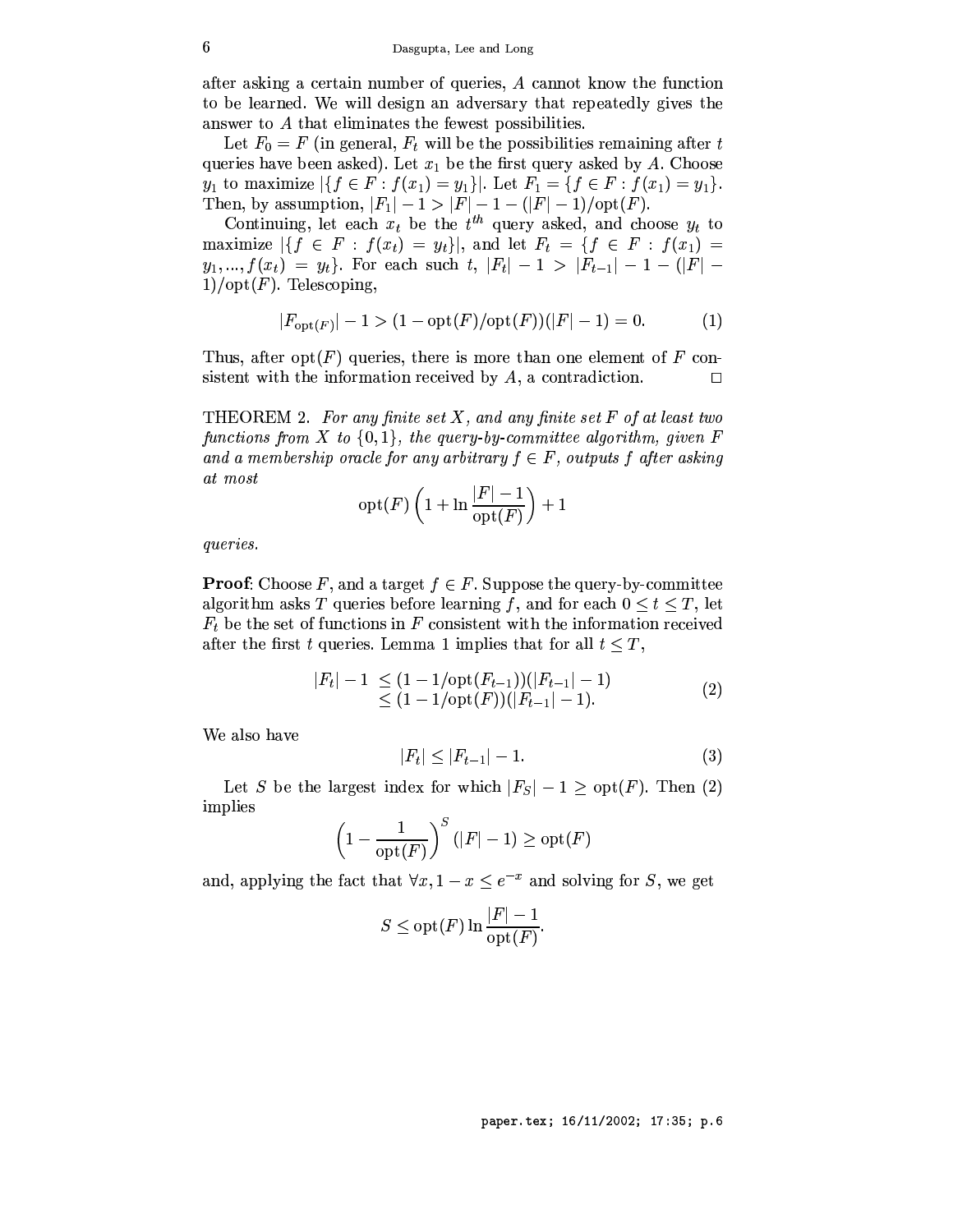after asking a certain number of queries, $A$ cannot know the function to be learned. We will design an adversary that repeatedly gives the answer to $A$ that eliminates the fewest possibilities.

Let $F_0 = F$ (in general, $F_t$ will be the possibilities remaining after $t$ queries have been asked). Let $x_1$ be the first query asked by $A$. Choose $y_1$ to maximize $|\{f \in F : f(x_1) = y_1\}|$. Let $F_1 = \{f \in F : f(x_1) = y_1\}$. Then, by assumption, $|F_1| - 1 > |F| - 1 - (|F| - 1)/\text{opt}(F)$.

Continuing, let each $x_t$ be the $t^{th}$ query asked, and choose $y_t$ to maximize $|\{f \in F : f(x_t) = y_t\}|$, and let $F_t = \{f \in F : f(x_1) = y_1, ..., f(x_t) = y_t\}$. For each such $t$, $|F_t| - 1 > |F_{t-1}| - 1 - (|F| - 1)/\text{opt}(F)$. Telescoping,

$$|F_{\text{opt}(F)}| - 1 > (1 - \text{opt}(F)/\text{opt}(F))(|F| - 1) = 0. \tag{1}$$

Thus, after $\text{opt}(F)$ queries, there is more than one element of $F$ consistent with the information received by $A$, a contradiction. □

THEOREM 2. *For any finite set $X$, and any finite set $F$ of at least two functions from $X$ to $\{0,1\}$, the query-by-committee algorithm, given $F$ and a membership oracle for any arbitrary $f \in F$, outputs $f$ after asking at most*

$$\text{opt}(F)\left(1 + \ln \frac{|F| - 1}{\text{opt}(F)}\right) + 1$$

*queries.*

**Proof**: Choose $F$, and a target $f \in F$. Suppose the query-by-committee algorithm asks $T$ queries before learning $f$, and for each $0 \leq t \leq T$, let $F_t$ be the set of functions in $F$ consistent with the information received after the first $t$ queries. Lemma 1 implies that for all $t \leq T$,

$$\begin{aligned} |F_t| - 1 &\leq (1 - 1/\text{opt}(F_{t-1}))(|F_{t-1}| - 1) \\ &\leq (1 - 1/\text{opt}(F))(|F_{t-1}| - 1). \end{aligned} \tag{2}$$

We also have

$$|F_t| \leq |F_{t-1}| - 1. \tag{3}$$

Let $S$ be the largest index for which $|F_S| - 1 \geq \text{opt}(F)$. Then (2) implies

$$\left(1 - \frac{1}{\text{opt}(F)}\right)^S (|F| - 1) \geq \text{opt}(F)$$

and, applying the fact that $\forall x, 1 - x \leq e^{-x}$ and solving for $S$, we get

$$S \leq \text{opt}(F) \ln \frac{|F| - 1}{\text{opt}(F)}.$$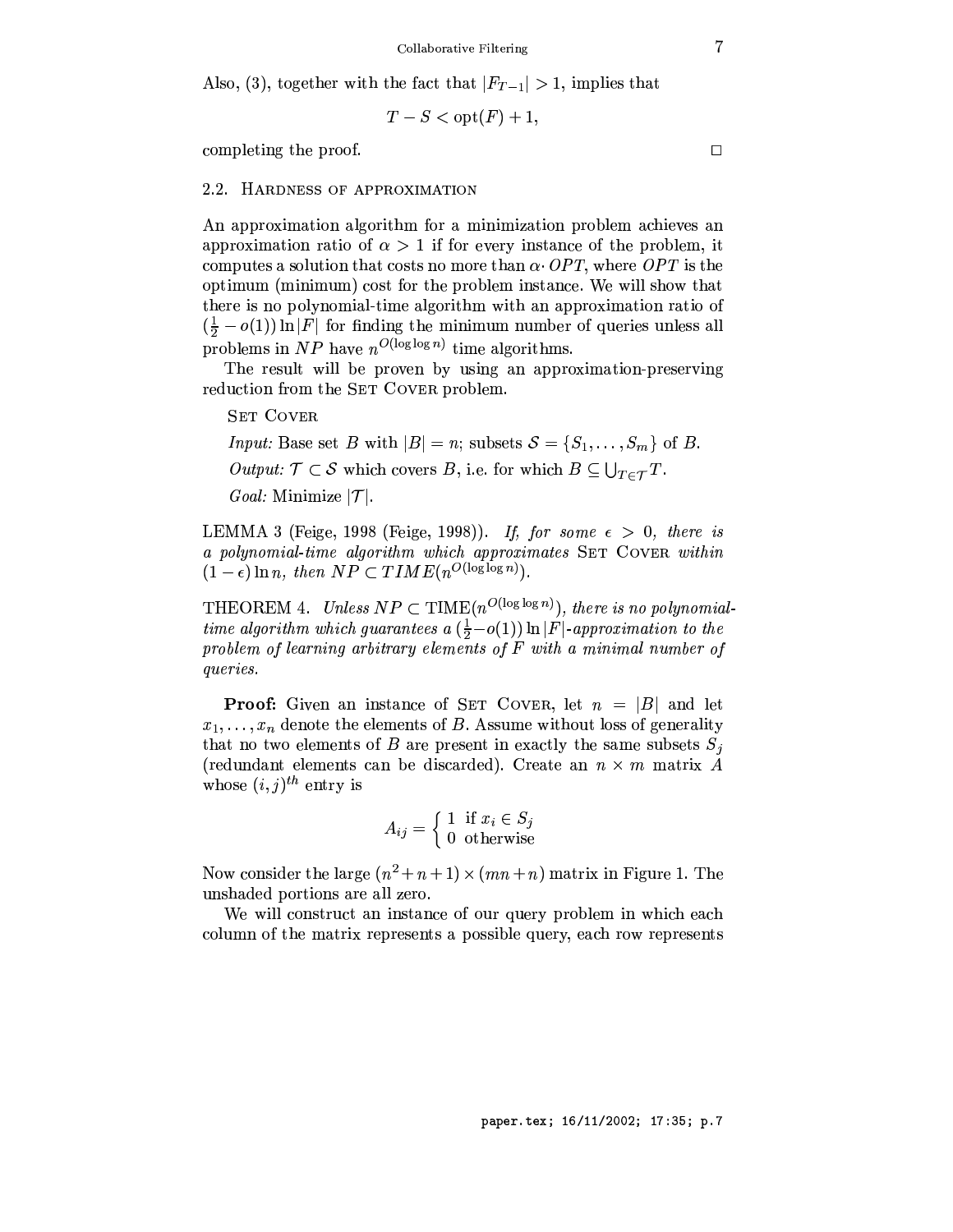Also, (3), together with the fact that $|F_{T-1}| > 1$, implies that

$$T - S < \text{opt}(F) + 1,$$

completing the proof. $\square$

### 2.2. Hardness of approximation

An approximation algorithm for a minimization problem achieves an approximation ratio of $\alpha > 1$ if for every instance of the problem, it computes a solution that costs no more than $\alpha \cdot OPT$, where $OPT$ is the optimum (minimum) cost for the problem instance. We will show that there is no polynomial-time algorithm with an approximation ratio of $(\frac{1}{2} - o(1)) \ln |F|$ for finding the minimum number of queries unless all problems in $NP$ have $n^{O(\log \log n)}$ time algorithms.

The result will be proven by using an approximation-preserving reduction from the Set Cover problem.

Set Cover

*Input:* Base set $B$ with $|B| = n$; subsets $\mathcal{S} = \{S_1, \ldots, S_m\}$ of $B$.

*Output:* $\mathcal{T} \subset \mathcal{S}$ which covers $B$, i.e. for which $B \subseteq \bigcup_{T \in \mathcal{T}} T$.

*Goal:* Minimize $|\mathcal{T}|$.

LEMMA 3 (Feige, 1998 (Feige, 1998)). *If, for some $\epsilon > 0$, there is a polynomial-time algorithm which approximates* Set Cover *within $(1 - \epsilon) \ln n$, then $NP \subset TIME(n^{O(\log \log n)})$.*

THEOREM 4. *Unless $NP \subset \text{TIME}(n^{O(\log \log n)})$, there is no polynomial-time algorithm which guarantees a $(\frac{1}{2} - o(1)) \ln |F|$-approximation to the problem of learning arbitrary elements of $F$ with a minimal number of queries.*

**Proof:** Given an instance of Set Cover, let $n = |B|$ and let $x_1, \ldots, x_n$ denote the elements of $B$. Assume without loss of generality that no two elements of $B$ are present in exactly the same subsets $S_j$ (redundant elements can be discarded). Create an $n \times m$ matrix $A$ whose $(i,j)^{th}$ entry is

$$A_{ij} = \begin{cases} 1 & \text{if } x_i \in S_j \\ 0 & \text{otherwise} \end{cases}$$

Now consider the large $(n^2 + n + 1) \times (mn + n)$ matrix in Figure 1. The unshaded portions are all zero.

We will construct an instance of our query problem in which each column of the matrix represents a possible query, each row represents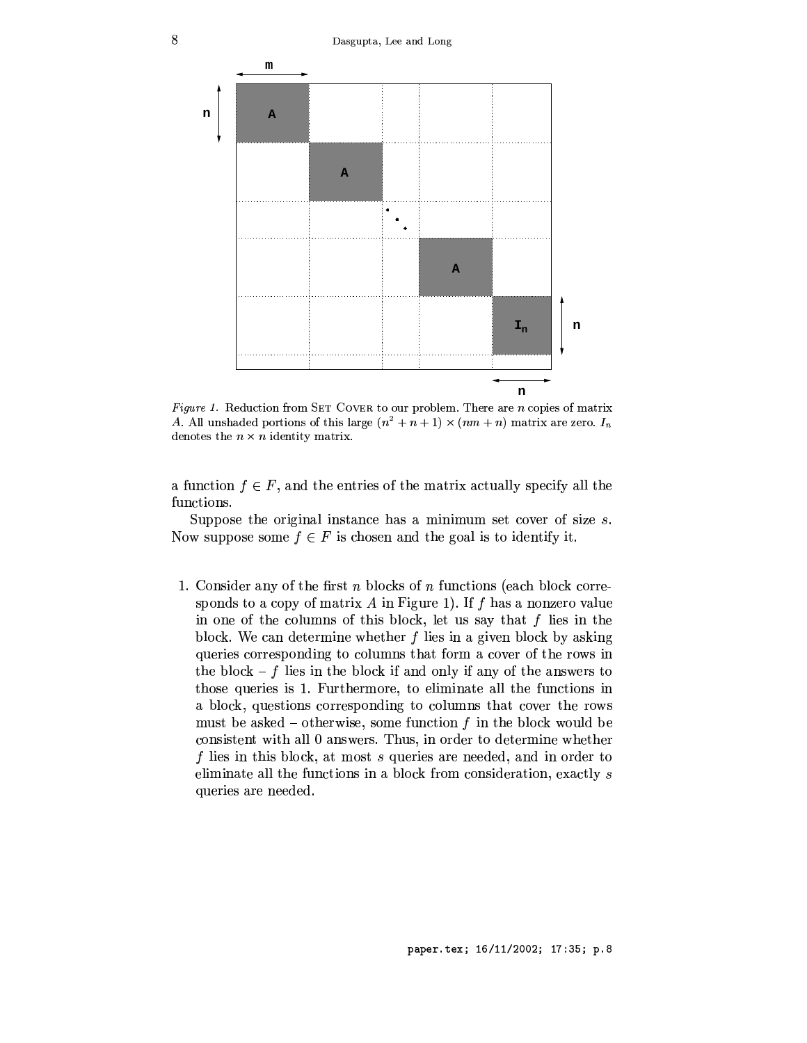*Figure 1.* Reduction from SET COVER to our problem. There are $n$ copies of matrix $A$. All unshaded portions of this large $(n^2 + n + 1) \times (nm + n)$ matrix are zero. $I_n$ denotes the $n \times n$ identity matrix.

a function $f \in F$, and the entries of the matrix actually specify all the functions.

Suppose the original instance has a minimum set cover of size $s$. Now suppose some $f \in F$ is chosen and the goal is to identify it.

1. Consider any of the first $n$ blocks of $n$ functions (each block corresponds to a copy of matrix $A$ in Figure 1). If $f$ has a nonzero value in one of the columns of this block, let us say that $f$ lies in the block. We can determine whether $f$ lies in a given block by asking queries corresponding to columns that form a cover of the rows in the block – $f$ lies in the block if and only if any of the answers to those queries is 1. Furthermore, to eliminate all the functions in a block, questions corresponding to columns that cover the rows must be asked – otherwise, some function $f$ in the block would be consistent with all 0 answers. Thus, in order to determine whether $f$ lies in this block, at most $s$ queries are needed, and in order to eliminate all the functions in a block from consideration, exactly $s$ queries are needed.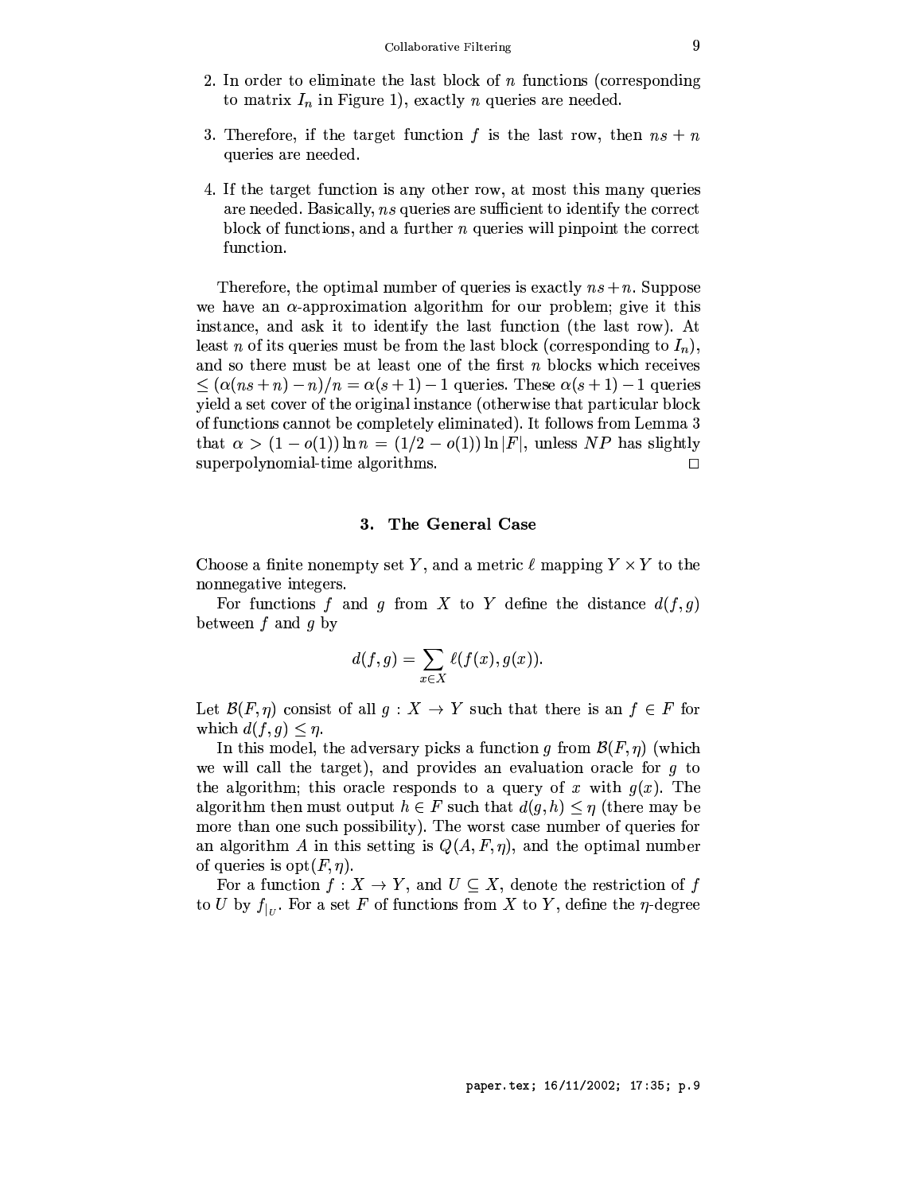2. In order to eliminate the last block of $n$ functions (corresponding to matrix $I_n$ in Figure 1), exactly $n$ queries are needed.

3. Therefore, if the target function $f$ is the last row, then $ns + n$ queries are needed.

4. If the target function is any other row, at most this many queries are needed. Basically, $ns$ queries are sufficient to identify the correct block of functions, and a further $n$ queries will pinpoint the correct function.

Therefore, the optimal number of queries is exactly $ns+n$. Suppose we have an $\alpha$-approximation algorithm for our problem; give it this instance, and ask it to identify the last function (the last row). At least $n$ of its queries must be from the last block (corresponding to $I_n$), and so there must be at least one of the first $n$ blocks which receives $\leq (\alpha(ns+n)-n)/n = \alpha(s+1)-1$ queries. These $\alpha(s+1)-1$ queries yield a set cover of the original instance (otherwise that particular block of functions cannot be completely eliminated). It follows from Lemma 3 that $\alpha > (1-o(1))\ln n = (1/2 - o(1))\ln|F|$, unless $NP$ has slightly superpolynomial-time algorithms. □

## 3. The General Case

Choose a finite nonempty set $Y$, and a metric $\ell$ mapping $Y \times Y$ to the nonnegative integers.

For functions $f$ and $g$ from $X$ to $Y$ define the distance $d(f,g)$ between $f$ and $g$ by

$$d(f,g) = \sum_{x \in X} \ell(f(x), g(x)).$$

Let $\mathcal{B}(F,\eta)$ consist of all $g : X \to Y$ such that there is an $f \in F$ for which $d(f,g) \leq \eta$.

In this model, the adversary picks a function $g$ from $\mathcal{B}(F,\eta)$ (which we will call the target), and provides an evaluation oracle for $g$ to the algorithm; this oracle responds to a query of $x$ with $g(x)$. The algorithm then must output $h \in F$ such that $d(g,h) \leq \eta$ (there may be more than one such possibility). The worst case number of queries for an algorithm $A$ in this setting is $Q(A,F,\eta)$, and the optimal number of queries is $\mathrm{opt}(F,\eta)$.

For a function $f : X \to Y$, and $U \subseteq X$, denote the restriction of $f$ to $U$ by $f_{|_U}$. For a set $F$ of functions from $X$ to $Y$, define the $\eta$-degree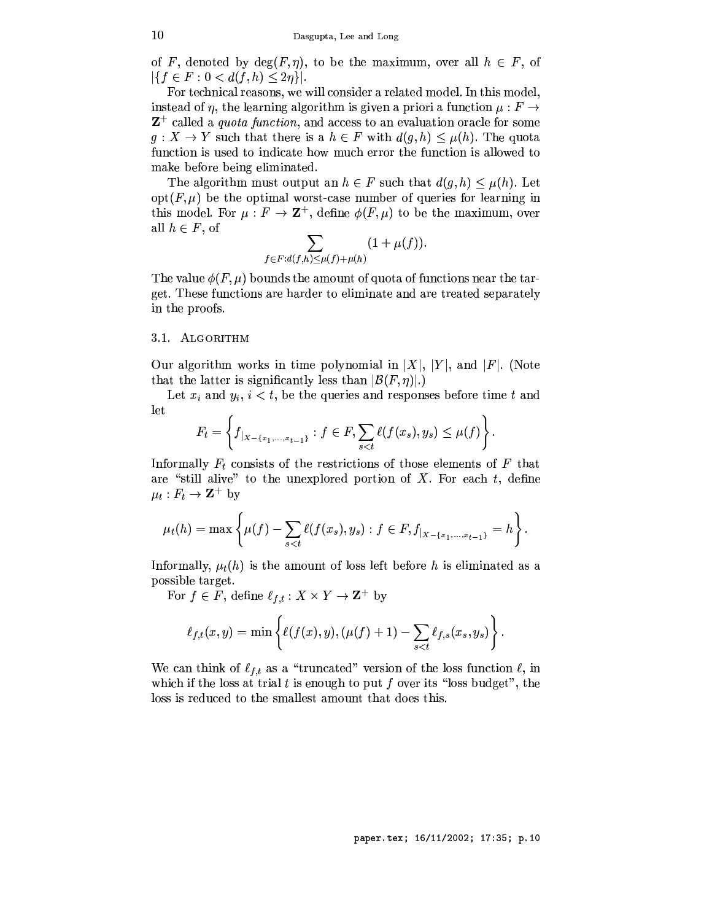of $F$, denoted by $\deg(F, \eta)$, to be the maximum, over all $h \in F$, of $|\{f \in F : 0 < d(f, h) \leq 2\eta\}|$.

For technical reasons, we will consider a related model. In this model, instead of $\eta$, the learning algorithm is given a priori a function $\mu : F \to \mathbf{Z}^+$ called a *quota function*, and access to an evaluation oracle for some $g : X \to Y$ such that there is a $h \in F$ with $d(g, h) \leq \mu(h)$. The quota function is used to indicate how much error the function is allowed to make before being eliminated.

The algorithm must output an $h \in F$ such that $d(g, h) \leq \mu(h)$. Let $\mathrm{opt}(F, \mu)$ be the optimal worst-case number of queries for learning in this model. For $\mu : F \to \mathbf{Z}^+$, define $\phi(F, \mu)$ to be the maximum, over all $h \in F$, of

$$\sum_{f \in F : d(f,h) \leq \mu(f) + \mu(h)} (1 + \mu(f)).$$

The value $\phi(F, \mu)$ bounds the amount of quota of functions near the target. These functions are harder to eliminate and are treated separately in the proofs.

## 3.1. Algorithm

Our algorithm works in time polynomial in $|X|$, $|Y|$, and $|F|$. (Note that the latter is significantly less than $|\mathcal{B}(F, \eta)|$.)

Let $x_i$ and $y_i$, $i < t$, be the queries and responses before time $t$ and let

$$F_t = \left\{ f_{|X - \{x_1, \ldots, x_{t-1}\}} : f \in F, \sum_{s<t} \ell(f(x_s), y_s) \leq \mu(f) \right\}.$$

Informally $F_t$ consists of the restrictions of those elements of $F$ that are "still alive" to the unexplored portion of $X$. For each $t$, define $\mu_t : F_t \to \mathbf{Z}^+$ by

$$\mu_t(h) = \max \left\{ \mu(f) - \sum_{s<t} \ell(f(x_s), y_s) : f \in F, f_{|X - \{x_1, \ldots, x_{t-1}\}} = h \right\}.$$

Informally, $\mu_t(h)$ is the amount of loss left before $h$ is eliminated as a possible target.

For $f \in F$, define $\ell_{f,t} : X \times Y \to \mathbf{Z}^+$ by

$$\ell_{f,t}(x, y) = \min \left\{ \ell(f(x), y), (\mu(f) + 1) - \sum_{s<t} \ell_{f,s}(x_s, y_s) \right\}.$$

We can think of $\ell_{f,t}$ as a "truncated" version of the loss function $\ell$, in which if the loss at trial $t$ is enough to put $f$ over its "loss budget", the loss is reduced to the smallest amount that does this.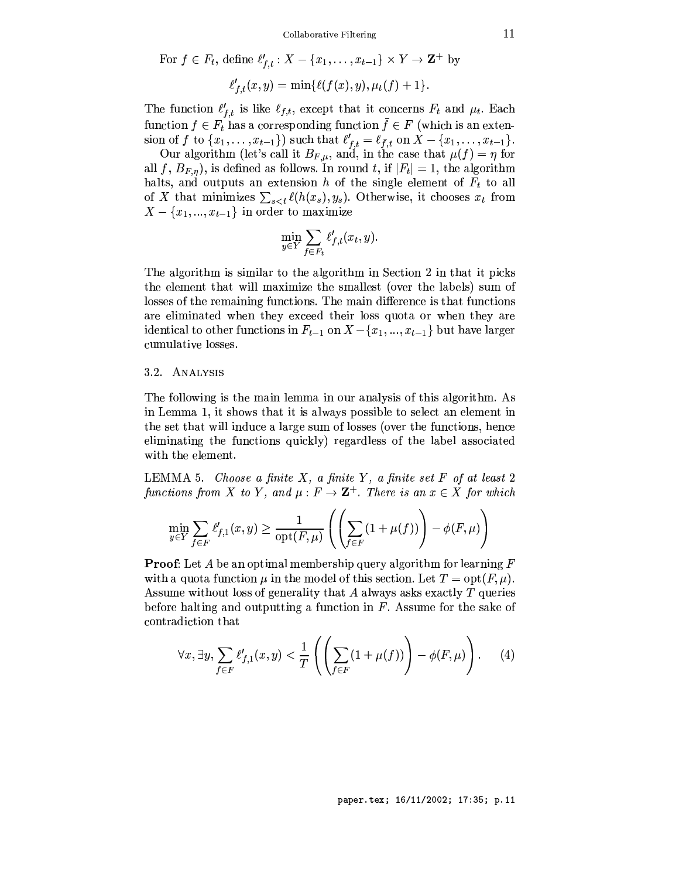For $f \in F_t$, define $\ell'_{f,t} : X - \{x_1, \ldots, x_{t-1}\} \times Y \to \mathbf{Z}^+$ by

$$\ell'_{f,t}(x, y) = \min\{\ell(f(x), y), \mu_t(f) + 1\}.$$

The function $\ell'_{f,t}$ is like $\ell_{f,t}$, except that it concerns $F_t$ and $\mu_t$. Each function $f \in F_t$ has a corresponding function $\bar{f} \in F$ (which is an extension of $f$ to $\{x_1, \ldots, x_{t-1}\}$) such that $\ell'_{f,t} = \ell_{\bar{f},t}$ on $X - \{x_1, \ldots, x_{t-1}\}$.

Our algorithm (let's call it $B_{F,\mu}$, and, in the case that $\mu(f) = \eta$ for all $f$, $B_{F,\eta}$), is defined as follows. In round $t$, if $|F_t| = 1$, the algorithm halts, and outputs an extension $h$ of the single element of $F_t$ to all of $X$ that minimizes $\sum_{s<t} \ell(h(x_s), y_s)$. Otherwise, it chooses $x_t$ from $X - \{x_1, ..., x_{t-1}\}$ in order to maximize

$$\min_{y \in Y} \sum_{f \in F_t} \ell'_{f,t}(x_t, y).$$

The algorithm is similar to the algorithm in Section 2 in that it picks the element that will maximize the smallest (over the labels) sum of losses of the remaining functions. The main difference is that functions are eliminated when they exceed their loss quota or when they are identical to other functions in $F_{t-1}$ on $X - \{x_1, ..., x_{t-1}\}$ but have larger cumulative losses.

## 3.2. Analysis

The following is the main lemma in our analysis of this algorithm. As in Lemma 1, it shows that it is always possible to select an element in the set that will induce a large sum of losses (over the functions, hence eliminating the functions quickly) regardless of the label associated with the element.

LEMMA 5. *Choose a finite $X$, a finite $Y$, a finite set $F$ of at least 2 functions from $X$ to $Y$, and $\mu : F \to \mathbf{Z}^+$. There is an $x \in X$ for which*

$$\min_{y \in Y} \sum_{f \in F} \ell'_{f,1}(x, y) \geq \frac{1}{\text{opt}(F, \mu)} \left( \left( \sum_{f \in F} (1 + \mu(f)) \right) - \phi(F, \mu) \right)$$

**Proof**: Let $A$ be an optimal membership query algorithm for learning $F$ with a quota function $\mu$ in the model of this section. Let $T = \text{opt}(F, \mu)$. Assume without loss of generality that $A$ always asks exactly $T$ queries before halting and outputting a function in $F$. Assume for the sake of contradiction that

$$\forall x, \exists y, \sum_{f \in F} \ell'_{f,1}(x, y) < \frac{1}{T} \left( \left( \sum_{f \in F} (1 + \mu(f)) \right) - \phi(F, \mu) \right). \quad (4)$$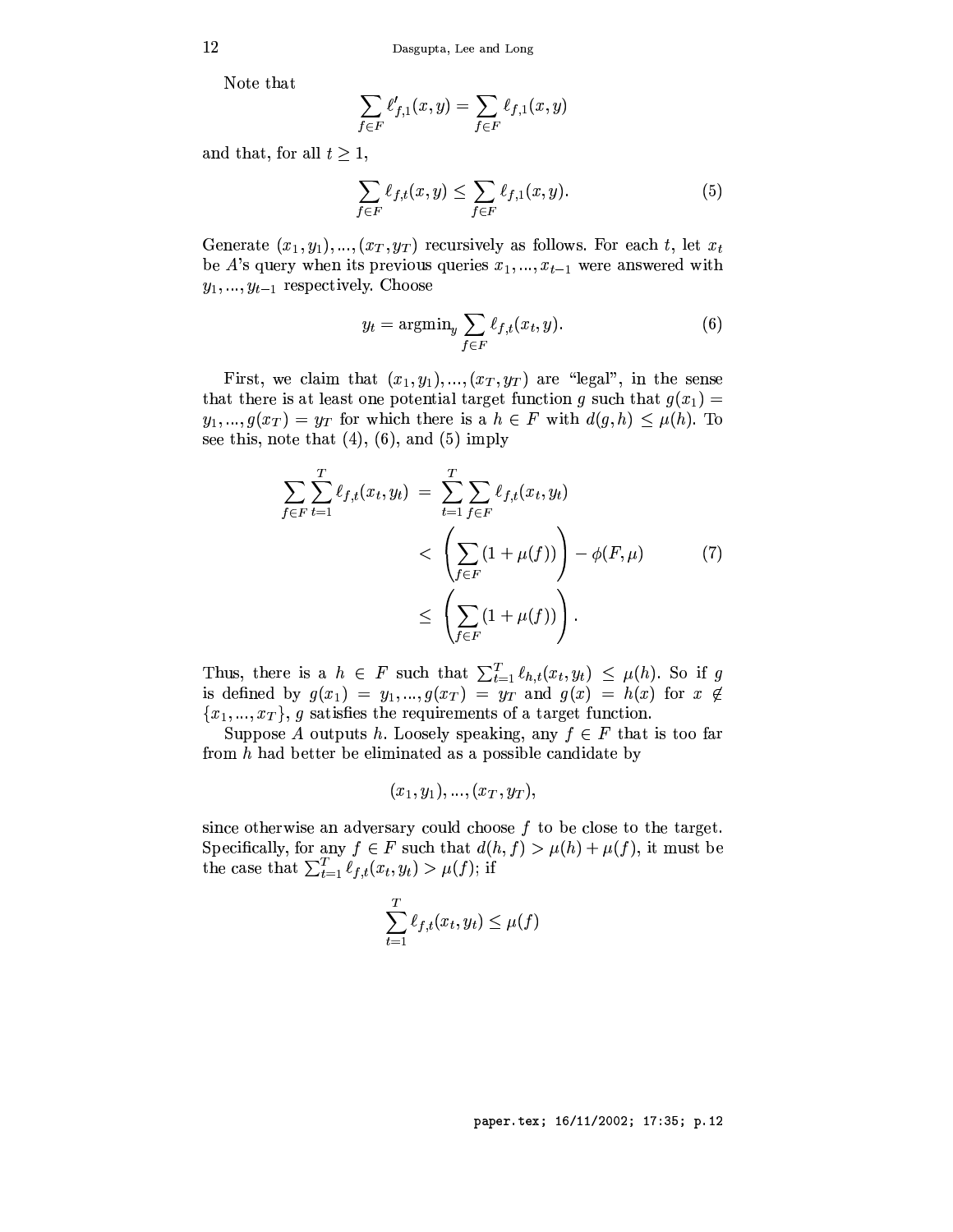Note that

$$\sum_{f \in F} \ell'_{f,1}(x,y) = \sum_{f \in F} \ell_{f,1}(x,y)$$

and that, for all $t \geq 1$,

$$\sum_{f \in F} \ell_{f,t}(x,y) \leq \sum_{f \in F} \ell_{f,1}(x,y). \tag{5}$$

Generate $(x_1, y_1), ..., (x_T, y_T)$ recursively as follows. For each $t$, let $x_t$ be $A$'s query when its previous queries $x_1, ..., x_{t-1}$ were answered with $y_1, ..., y_{t-1}$ respectively. Choose

$$y_t = \text{argmin}_y \sum_{f \in F} \ell_{f,t}(x_t, y). \tag{6}$$

First, we claim that $(x_1, y_1), ..., (x_T, y_T)$ are "legal", in the sense that there is at least one potential target function $g$ such that $g(x_1) = y_1, ..., g(x_T) = y_T$ for which there is a $h \in F$ with $d(g, h) \leq \mu(h)$. To see this, note that (4), (6), and (5) imply

$$\begin{aligned}
\sum_{f \in F} \sum_{t=1}^{T} \ell_{f,t}(x_t, y_t) &= \sum_{t=1}^{T} \sum_{f \in F} \ell_{f,t}(x_t, y_t) \\
&< \left( \sum_{f \in F} (1 + \mu(f)) \right) - \phi(F, \mu) \qquad (7) \\
&\leq \left( \sum_{f \in F} (1 + \mu(f)) \right).
\end{aligned}$$

Thus, there is a $h \in F$ such that $\sum_{t=1}^{T} \ell_{h,t}(x_t, y_t) \leq \mu(h)$. So if $g$ is defined by $g(x_1) = y_1, ..., g(x_T) = y_T$ and $g(x) = h(x)$ for $x \notin \{x_1, ..., x_T\}$, $g$ satisfies the requirements of a target function.

Suppose $A$ outputs $h$. Loosely speaking, any $f \in F$ that is too far from $h$ had better be eliminated as a possible candidate by

$$(x_1, y_1), ..., (x_T, y_T),$$

since otherwise an adversary could choose $f$ to be close to the target. Specifically, for any $f \in F$ such that $d(h, f) > \mu(h) + \mu(f)$, it must be the case that $\sum_{t=1}^{T} \ell_{f,t}(x_t, y_t) > \mu(f)$; if

$$\sum_{t=1}^{T} \ell_{f,t}(x_t, y_t) \leq \mu(f)$$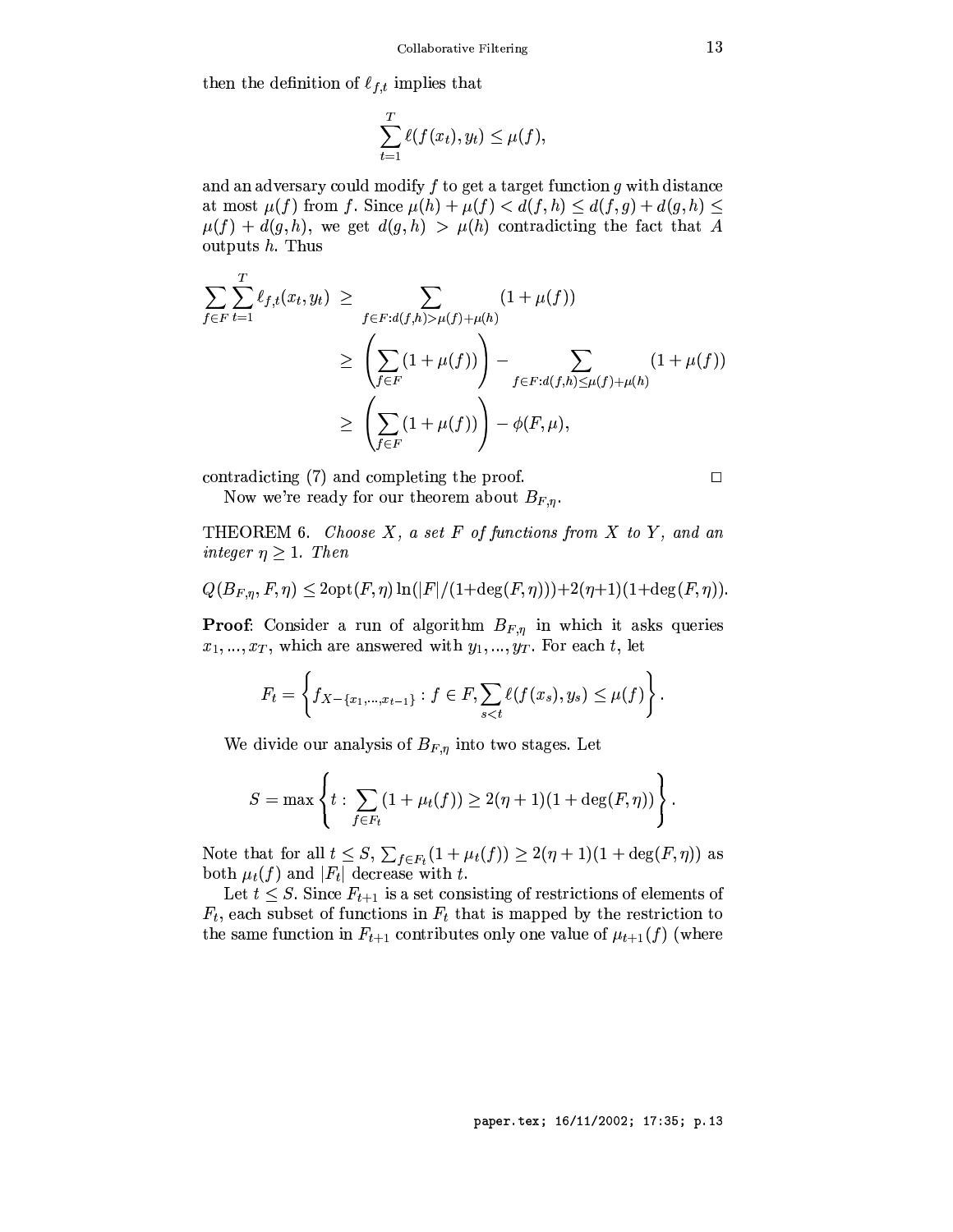then the definition of $\ell_{f,t}$ implies that

$$\sum_{t=1}^{T} \ell(f(x_t), y_t) \leq \mu(f),$$

and an adversary could modify $f$ to get a target function $g$ with distance at most $\mu(f)$ from $f$. Since $\mu(h) + \mu(f) < d(f, h) \leq d(f, g) + d(g, h) \leq \mu(f) + d(g, h)$, we get $d(g, h) > \mu(h)$ contradicting the fact that $A$ outputs $h$. Thus

$$\begin{aligned}
\sum_{f \in F} \sum_{t=1}^{T} \ell_{f,t}(x_t, y_t) &\geq \sum_{f \in F : d(f,h) > \mu(f) + \mu(h)} (1 + \mu(f)) \\
&\geq \left( \sum_{f \in F} (1 + \mu(f)) \right) - \sum_{f \in F : d(f,h) \leq \mu(f) + \mu(h)} (1 + \mu(f)) \\
&\geq \left( \sum_{f \in F} (1 + \mu(f)) \right) - \phi(F, \mu),
\end{aligned}$$

contradicting (7) and completing the proof. □

Now we're ready for our theorem about $B_{F,\eta}$.

THEOREM 6. *Choose $X$, a set $F$ of functions from $X$ to $Y$, and an integer $\eta \geq 1$. Then*

$$Q(B_{F,\eta}, F, \eta) \leq 2\text{opt}(F, \eta) \ln(|F|/(1+\deg(F, \eta))) + 2(\eta+1)(1+\deg(F, \eta)).$$

**Proof**: Consider a run of algorithm $B_{F,\eta}$ in which it asks queries $x_1, ..., x_T$, which are answered with $y_1, ..., y_T$. For each $t$, let

$$F_t = \left\{ f_{X - \{x_1, ..., x_{t-1}\}} : f \in F, \sum_{s<t} \ell(f(x_s), y_s) \leq \mu(f) \right\}.$$

We divide our analysis of $B_{F,\eta}$ into two stages. Let

$$S = \max \left\{ t : \sum_{f \in F_t} (1 + \mu_t(f)) \geq 2(\eta + 1)(1 + \deg(F, \eta)) \right\}.$$

Note that for all $t \leq S$, $\sum_{f \in F_t} (1 + \mu_t(f)) \geq 2(\eta + 1)(1 + \deg(F, \eta))$ as both $\mu_t(f)$ and $|F_t|$ decrease with $t$.

Let $t \leq S$. Since $F_{t+1}$ is a set consisting of restrictions of elements of $F_t$, each subset of functions in $F_t$ that is mapped by the restriction to the same function in $F_{t+1}$ contributes only one value of $\mu_{t+1}(f)$ (where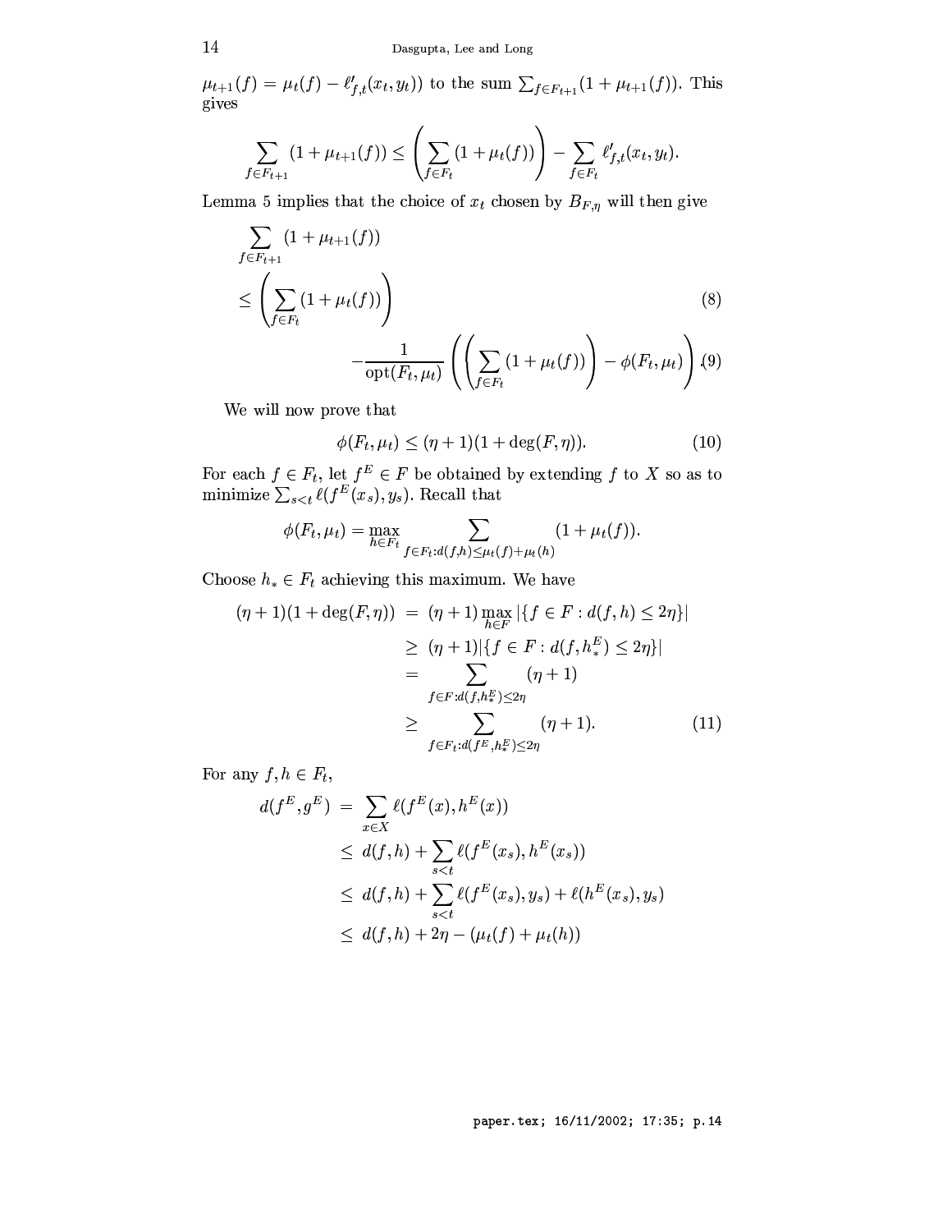$\mu_{t+1}(f) = \mu_t(f) - \ell'_{f,t}(x_t, y_t))$ to the sum $\sum_{f \in F_{t+1}}(1 + \mu_{t+1}(f))$. This gives

$$\sum_{f \in F_{t+1}} (1 + \mu_{t+1}(f)) \leq \left( \sum_{f \in F_t} (1 + \mu_t(f)) \right) - \sum_{f \in F_t} \ell'_{f,t}(x_t, y_t).$$

Lemma 5 implies that the choice of $x_t$ chosen by $B_{F,\eta}$ will then give

$$\sum_{f \in F_{t+1}} (1 + \mu_{t+1}(f))$$

$$\leq \left( \sum_{f \in F_t} (1 + \mu_t(f)) \right) \tag{8}$$

$$- \frac{1}{\operatorname{opt}(F_t, \mu_t)} \left( \left( \sum_{f \in F_t} (1 + \mu_t(f)) \right) - \phi(F_t, \mu_t) \right). \tag{9}$$

We will now prove that

$$\phi(F_t, \mu_t) \leq (\eta + 1)(1 + \deg(F, \eta)). \tag{10}$$

For each $f \in F_t$, let $f^E \in F$ be obtained by extending $f$ to $X$ so as to minimize $\sum_{s<t} \ell(f^E(x_s), y_s)$. Recall that

$$\phi(F_t, \mu_t) = \max_{h \in F_t} \sum_{f \in F_t : d(f,h) \leq \mu_t(f) + \mu_t(h)} (1 + \mu_t(f)).$$

Choose $h_* \in F_t$ achieving this maximum. We have

$$\begin{aligned}
(\eta+1)(1 + \deg(F, \eta)) &= (\eta + 1) \max_{h \in F} |\{f \in F : d(f,h) \leq 2\eta\}| \\
&\geq (\eta + 1)|\{f \in F : d(f, h_*^E) \leq 2\eta\}| \\
&= \sum_{f \in F : d(f, h_*^E) \leq 2\eta} (\eta + 1) \\
&\geq \sum_{f \in F_t : d(f^E, h_*^E) \leq 2\eta} (\eta + 1). 
\end{aligned} \tag{11}$$

For any $f, h \in F_t$,

$$\begin{aligned}
d(f^E, g^E) &= \sum_{x \in X} \ell(f^E(x), h^E(x)) \\
&\leq d(f,h) + \sum_{s<t} \ell(f^E(x_s), h^E(x_s)) \\
&\leq d(f,h) + \sum_{s<t} \ell(f^E(x_s), y_s) + \ell(h^E(x_s), y_s) \\
&\leq d(f,h) + 2\eta - (\mu_t(f) + \mu_t(h))
\end{aligned}$$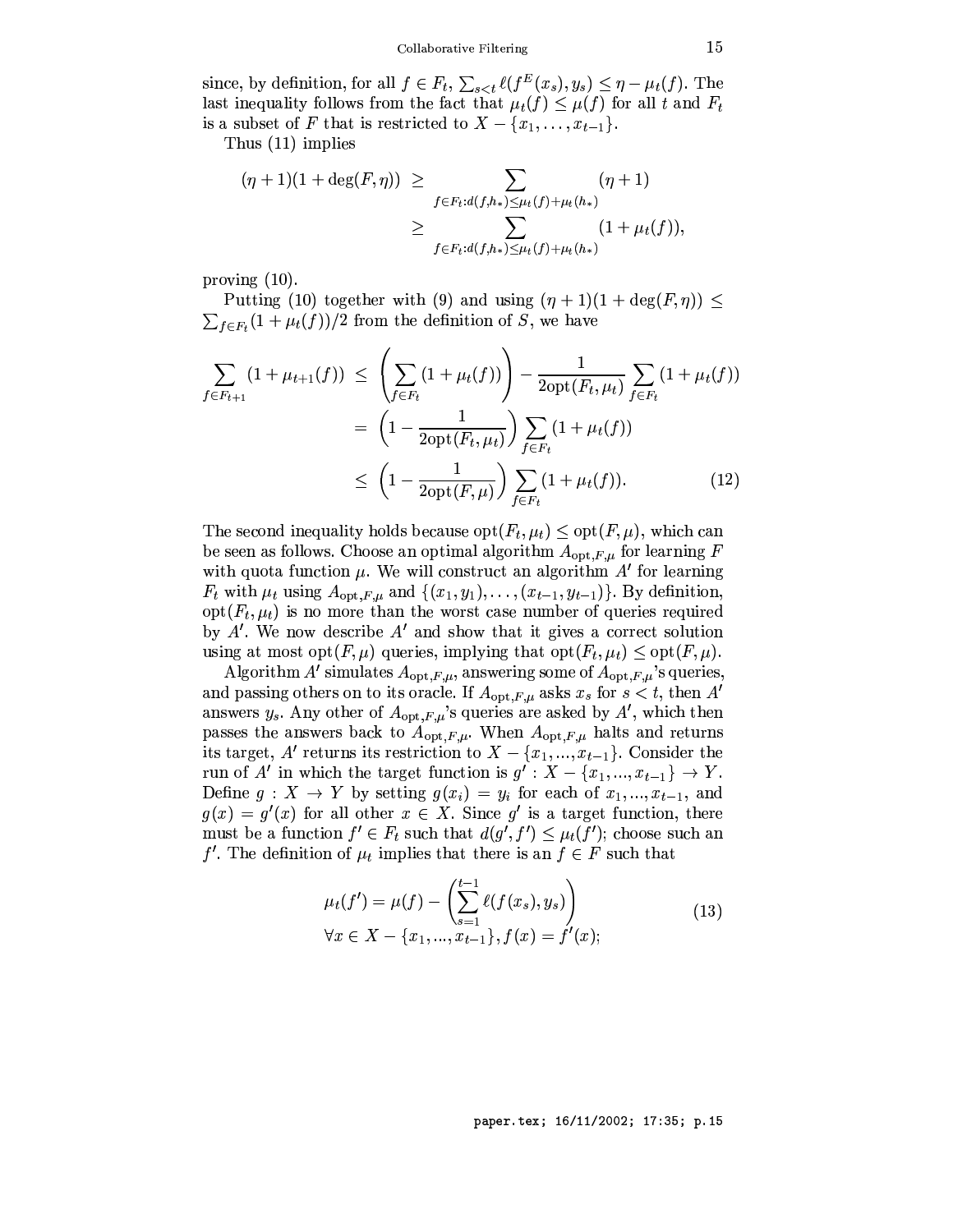since, by definition, for all $f \in F_t$, $\sum_{s<t} \ell(f^E(x_s), y_s) \le \eta - \mu_t(f)$. The last inequality follows from the fact that $\mu_t(f) \le \mu(f)$ for all $t$ and $F_t$ is a subset of $F$ that is restricted to $X - \{x_1, \ldots, x_{t-1}\}$.

Thus (11) implies

$$
\begin{aligned}
(\eta+1)(1+\deg(F,\eta)) &\ge \sum_{f \in F_t : d(f,h_*) \le \mu_t(f)+\mu_t(h_*)} (\eta+1) \\
&\ge \sum_{f \in F_t : d(f,h_*) \le \mu_t(f)+\mu_t(h_*)} (1+\mu_t(f)),
\end{aligned}
$$

proving (10).

Putting (10) together with (9) and using $(\eta+1)(1+\deg(F,\eta)) \le \sum_{f \in F_t}(1+\mu_t(f))/2$ from the definition of $S$, we have

$$
\begin{aligned}
\sum_{f \in F_{t+1}} (1+\mu_{t+1}(f)) &\le \left( \sum_{f \in F_t} (1+\mu_t(f)) \right) - \frac{1}{2\mathrm{opt}(F_t,\mu_t)} \sum_{f \in F_t} (1+\mu_t(f)) \\
&= \left( 1 - \frac{1}{2\mathrm{opt}(F_t,\mu_t)} \right) \sum_{f \in F_t} (1+\mu_t(f)) \\
&\le \left( 1 - \frac{1}{2\mathrm{opt}(F,\mu)} \right) \sum_{f \in F_t} (1+\mu_t(f)). \qquad (12)
\end{aligned}
$$

The second inequality holds because $\mathrm{opt}(F_t,\mu_t) \le \mathrm{opt}(F,\mu)$, which can be seen as follows. Choose an optimal algorithm $A_{\mathrm{opt},F,\mu}$ for learning $F$ with quota function $\mu$. We will construct an algorithm $A'$ for learning $F_t$ with $\mu_t$ using $A_{\mathrm{opt},F,\mu}$ and $\{(x_1,y_1),\ldots,(x_{t-1},y_{t-1})\}$. By definition, $\mathrm{opt}(F_t,\mu_t)$ is no more than the worst case number of queries required by $A'$. We now describe $A'$ and show that it gives a correct solution using at most $\mathrm{opt}(F,\mu)$ queries, implying that $\mathrm{opt}(F_t,\mu_t) \le \mathrm{opt}(F,\mu)$.

Algorithm $A'$ simulates $A_{\mathrm{opt},F,\mu}$, answering some of $A_{\mathrm{opt},F,\mu}$'s queries, and passing others on to its oracle. If $A_{\mathrm{opt},F,\mu}$ asks $x_s$ for $s < t$, then $A'$ answers $y_s$. Any other of $A_{\mathrm{opt},F,\mu}$'s queries are asked by $A'$, which then passes the answers back to $A_{\mathrm{opt},F,\mu}$. When $A_{\mathrm{opt},F,\mu}$ halts and returns its target, $A'$ returns its restriction to $X - \{x_1,...,x_{t-1}\}$. Consider the run of $A'$ in which the target function is $g' : X - \{x_1,...,x_{t-1}\} \to Y$. Define $g : X \to Y$ by setting $g(x_i) = y_i$ for each of $x_1,...,x_{t-1}$, and $g(x) = g'(x)$ for all other $x \in X$. Since $g'$ is a target function, there must be a function $f' \in F_t$ such that $d(g',f') \le \mu_t(f')$; choose such an $f'$. The definition of $\mu_t$ implies that there is an $f \in F$ such that

$$
\begin{gathered}
\mu_t(f') = \mu(f) - \left( \sum_{s=1}^{t-1} \ell(f(x_s), y_s) \right) \\
\forall x \in X - \{x_1,...,x_{t-1}\}, f(x) = f'(x);
\end{gathered} \qquad (13)
$$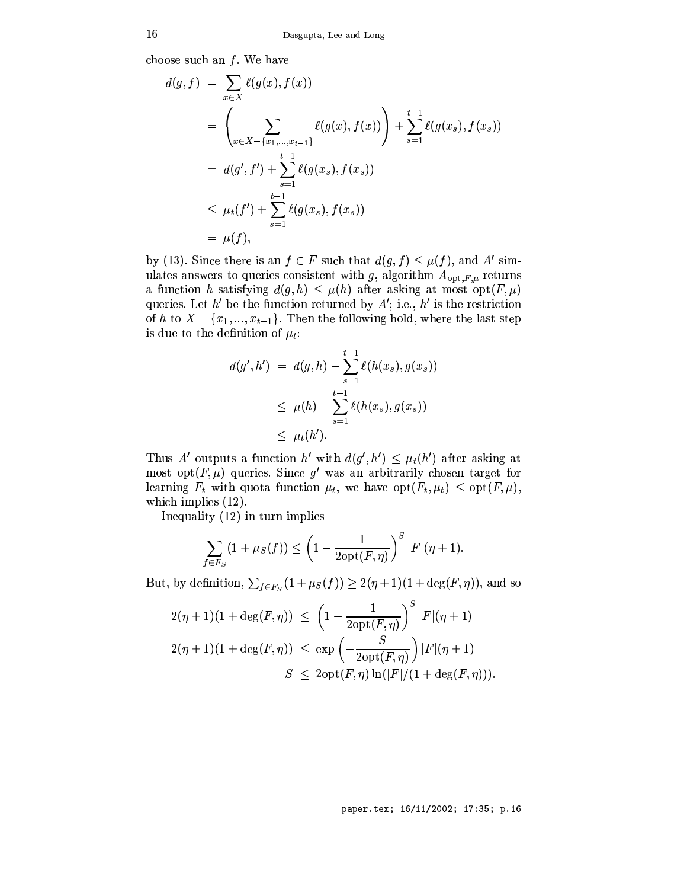choose such an $f$. We have

$$
\begin{aligned}
d(g,f) &= \sum_{x\in X} \ell(g(x), f(x)) \\
&= \left( \sum_{x \in X - \{x_1,...,x_{t-1}\}} \ell(g(x), f(x)) \right) + \sum_{s=1}^{t-1} \ell(g(x_s), f(x_s)) \\
&= d(g', f') + \sum_{s=1}^{t-1} \ell(g(x_s), f(x_s)) \\
&\le \mu_t(f') + \sum_{s=1}^{t-1} \ell(g(x_s), f(x_s)) \\
&= \mu(f),
\end{aligned}
$$

by (13). Since there is an $f \in F$ such that $d(g,f) \le \mu(f)$, and $A'$ simulates answers to queries consistent with $g$, algorithm $A_{\mathrm{opt},F,\mu}$ returns a function $h$ satisfying $d(g,h) \le \mu(h)$ after asking at most $\mathrm{opt}(F,\mu)$ queries. Let $h'$ be the function returned by $A'$; i.e., $h'$ is the restriction of $h$ to $X - \{x_1, ..., x_{t-1}\}$. Then the following hold, where the last step is due to the definition of $\mu_t$:

$$
\begin{aligned}
d(g', h') &= d(g,h) - \sum_{s=1}^{t-1} \ell(h(x_s), g(x_s)) \\
&\le \mu(h) - \sum_{s=1}^{t-1} \ell(h(x_s), g(x_s)) \\
&\le \mu_t(h').
\end{aligned}
$$

Thus $A'$ outputs a function $h'$ with $d(g', h') \le \mu_t(h')$ after asking at most $\mathrm{opt}(F,\mu)$ queries. Since $g'$ was an arbitrarily chosen target for learning $F_t$ with quota function $\mu_t$, we have $\mathrm{opt}(F_t, \mu_t) \le \mathrm{opt}(F,\mu)$, which implies (12).

Inequality (12) in turn implies

$$
\sum_{f \in F_S} (1 + \mu_S(f)) \le \left(1 - \frac{1}{2\mathrm{opt}(F,\eta)}\right)^S |F|(\eta+1).
$$

But, by definition, $\sum_{f\in F_S}(1+\mu_S(f)) \ge 2(\eta+1)(1+\deg(F,\eta))$, and so

$$
\begin{aligned}
2(\eta+1)(1+\deg(F,\eta)) &\le \left(1 - \frac{1}{2\mathrm{opt}(F,\eta)}\right)^S |F|(\eta+1) \\
2(\eta+1)(1+\deg(F,\eta)) &\le \exp\left(-\frac{S}{2\mathrm{opt}(F,\eta)}\right) |F|(\eta+1) \\
S &\le 2\mathrm{opt}(F,\eta)\ln(|F|/(1+\deg(F,\eta))).
\end{aligned}
$$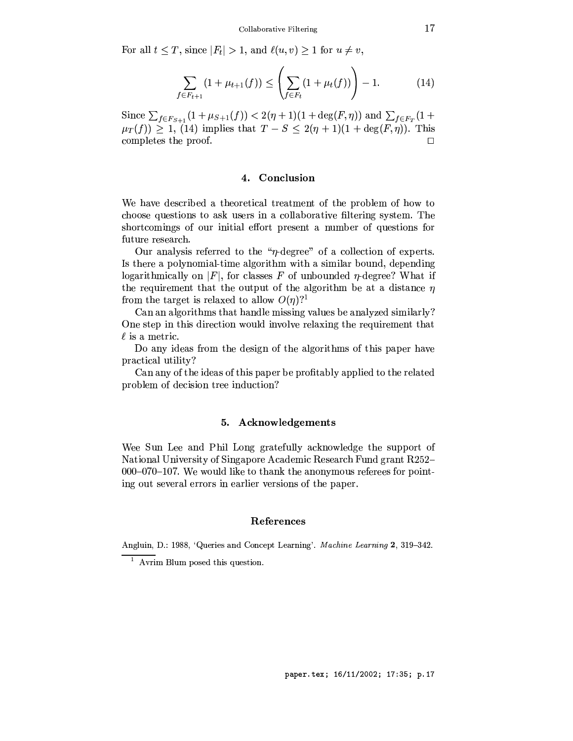For all $t \leq T$, since $|F_t| > 1$, and $\ell(u, v) \geq 1$ for $u \neq v$,

$$\sum_{f \in F_{t+1}} (1 + \mu_{t+1}(f)) \leq \left( \sum_{f \in F_t} (1 + \mu_t(f)) \right) - 1. \tag{14}$$

Since $\sum_{f \in F_{S+1}} (1 + \mu_{S+1}(f)) < 2(\eta + 1)(1 + \deg(F, \eta))$ and $\sum_{f \in F_T} (1 + \mu_T(f)) \geq 1$, (14) implies that $T - S \leq 2(\eta + 1)(1 + \deg(F, \eta))$. This completes the proof. $\square$

## 4. Conclusion

We have described a theoretical treatment of the problem of how to choose questions to ask users in a collaborative filtering system. The shortcomings of our initial effort present a number of questions for future research.

Our analysis referred to the "$\eta$-degree" of a collection of experts. Is there a polynomial-time algorithm with a similar bound, depending logarithmically on $|F|$, for classes $F$ of unbounded $\eta$-degree? What if the requirement that the output of the algorithm be at a distance $\eta$ from the target is relaxed to allow $O(\eta)$?[1]

Can an algorithms that handle missing values be analyzed similarly? One step in this direction would involve relaxing the requirement that $\ell$ is a metric.

Do any ideas from the design of the algorithms of this paper have practical utility?

Can any of the ideas of this paper be profitably applied to the related problem of decision tree induction?

## 5. Acknowledgements

Wee Sun Lee and Phil Long gratefully acknowledge the support of National University of Singapore Academic Research Fund grant R252–000–070–107. We would like to thank the anonymous referees for pointing out several errors in earlier versions of the paper.

## References

Angluin, D.: 1988, 'Queries and Concept Learning'. *Machine Learning* **2**, 319–342.

[1] Avrim Blum posed this question.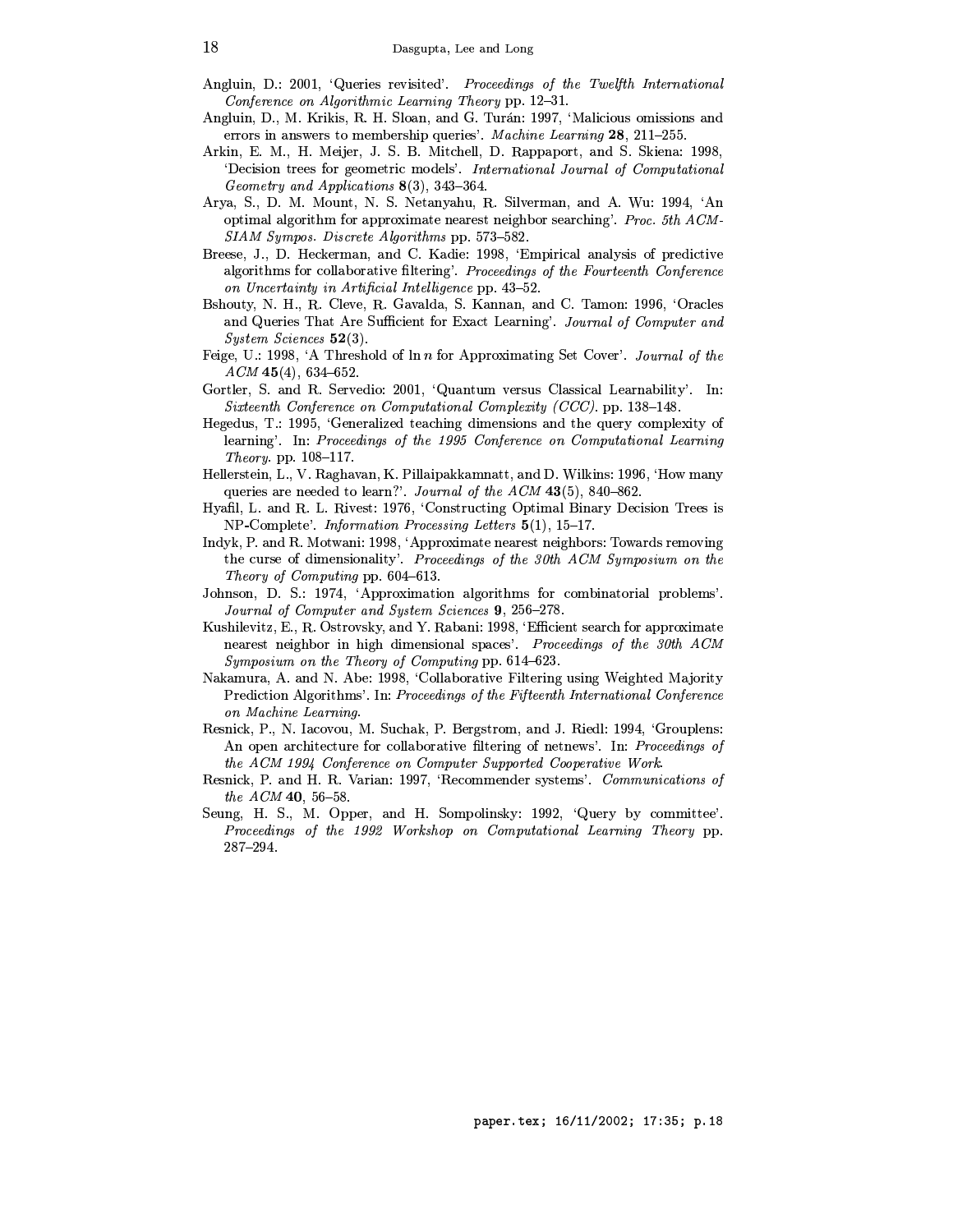Angluin, D.: 2001, 'Queries revisited'. *Proceedings of the Twelfth International Conference on Algorithmic Learning Theory* pp. 12–31.

Angluin, D., M. Krikis, R. H. Sloan, and G. Turán: 1997, 'Malicious omissions and errors in answers to membership queries'. *Machine Learning* **28**, 211–255.

Arkin, E. M., H. Meijer, J. S. B. Mitchell, D. Rappaport, and S. Skiena: 1998, 'Decision trees for geometric models'. *International Journal of Computational Geometry and Applications* **8**(3), 343–364.

Arya, S., D. M. Mount, N. S. Netanyahu, R. Silverman, and A. Wu: 1994, 'An optimal algorithm for approximate nearest neighbor searching'. *Proc. 5th ACM-SIAM Sympos. Discrete Algorithms* pp. 573–582.

Breese, J., D. Heckerman, and C. Kadie: 1998, 'Empirical analysis of predictive algorithms for collaborative filtering'. *Proceedings of the Fourteenth Conference on Uncertainty in Artificial Intelligence* pp. 43–52.

Bshouty, N. H., R. Cleve, R. Gavalda, S. Kannan, and C. Tamon: 1996, 'Oracles and Queries That Are Sufficient for Exact Learning'. *Journal of Computer and System Sciences* **52**(3).

Feige, U.: 1998, 'A Threshold of $\ln n$ for Approximating Set Cover'. *Journal of the ACM* **45**(4), 634–652.

Gortler, S. and R. Servedio: 2001, 'Quantum versus Classical Learnability'. In: *Sixteenth Conference on Computational Complexity (CCC)*. pp. 138–148.

Hegedus, T.: 1995, 'Generalized teaching dimensions and the query complexity of learning'. In: *Proceedings of the 1995 Conference on Computational Learning Theory*. pp. 108–117.

Hellerstein, L., V. Raghavan, K. Pillaipakkamnatt, and D. Wilkins: 1996, 'How many queries are needed to learn?'. *Journal of the ACM* **43**(5), 840–862.

Hyafil, L. and R. L. Rivest: 1976, 'Constructing Optimal Binary Decision Trees is NP-Complete'. *Information Processing Letters* **5**(1), 15–17.

Indyk, P. and R. Motwani: 1998, 'Approximate nearest neighbors: Towards removing the curse of dimensionality'. *Proceedings of the 30th ACM Symposium on the Theory of Computing* pp. 604–613.

Johnson, D. S.: 1974, 'Approximation algorithms for combinatorial problems'. *Journal of Computer and System Sciences* **9**, 256–278.

Kushilevitz, E., R. Ostrovsky, and Y. Rabani: 1998, 'Efficient search for approximate nearest neighbor in high dimensional spaces'. *Proceedings of the 30th ACM Symposium on the Theory of Computing* pp. 614–623.

Nakamura, A. and N. Abe: 1998, 'Collaborative Filtering using Weighted Majority Prediction Algorithms'. In: *Proceedings of the Fifteenth International Conference on Machine Learning*.

Resnick, P., N. Iacovou, M. Suchak, P. Bergstrom, and J. Riedl: 1994, 'Grouplens: An open architecture for collaborative filtering of netnews'. In: *Proceedings of the ACM 1994 Conference on Computer Supported Cooperative Work*.

Resnick, P. and H. R. Varian: 1997, 'Recommender systems'. *Communications of the ACM* **40**, 56–58.

Seung, H. S., M. Opper, and H. Sompolinsky: 1992, 'Query by committee'. *Proceedings of the 1992 Workshop on Computational Learning Theory* pp. 287–294.